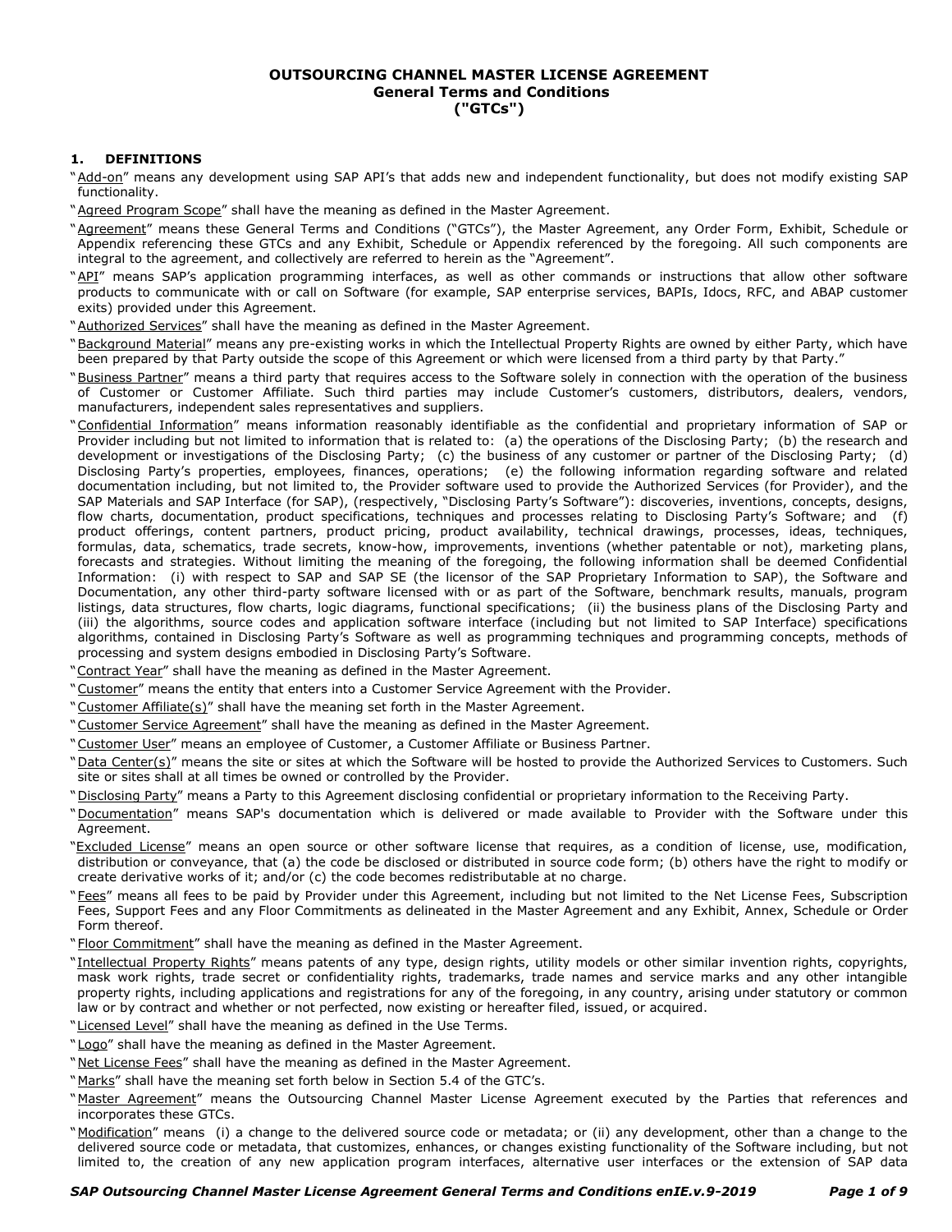# OUTSOURCING CHANNEL MASTER LICENSE AGREEMENT
## General Terms and Conditions
## ("GTCs")

### 1. DEFINITIONS

"Add-on" means any development using SAP API's that adds new and independent functionality, but does not modify existing SAP functionality.

"Agreed Program Scope" shall have the meaning as defined in the Master Agreement.

"Agreement" means these General Terms and Conditions ("GTCs"), the Master Agreement, any Order Form, Exhibit, Schedule or Appendix referencing these GTCs and any Exhibit, Schedule or Appendix referenced by the foregoing. All such components are integral to the agreement, and collectively are referred to herein as the "Agreement".

"API" means SAP's application programming interfaces, as well as other commands or instructions that allow other software products to communicate with or call on Software (for example, SAP enterprise services, BAPIs, Idocs, RFC, and ABAP customer exits) provided under this Agreement.

"Authorized Services" shall have the meaning as defined in the Master Agreement.

"Background Material" means any pre-existing works in which the Intellectual Property Rights are owned by either Party, which have been prepared by that Party outside the scope of this Agreement or which were licensed from a third party by that Party."

"Business Partner" means a third party that requires access to the Software solely in connection with the operation of the business of Customer or Customer Affiliate. Such third parties may include Customer's customers, distributors, dealers, vendors, manufacturers, independent sales representatives and suppliers.

"Confidential Information" means information reasonably identifiable as the confidential and proprietary information of SAP or Provider including but not limited to information that is related to: (a) the operations of the Disclosing Party; (b) the research and development or investigations of the Disclosing Party; (c) the business of any customer or partner of the Disclosing Party; (d) Disclosing Party's properties, employees, finances, operations; (e) the following information regarding software and related documentation including, but not limited to, the Provider software used to provide the Authorized Services (for Provider), and the SAP Materials and SAP Interface (for SAP), (respectively, "Disclosing Party's Software"): discoveries, inventions, concepts, designs, flow charts, documentation, product specifications, techniques and processes relating to Disclosing Party's Software; and (f) product offerings, content partners, product pricing, product availability, technical drawings, processes, ideas, techniques, formulas, data, schematics, trade secrets, know-how, improvements, inventions (whether patentable or not), marketing plans, forecasts and strategies. Without limiting the meaning of the foregoing, the following information shall be deemed Confidential Information: (i) with respect to SAP and SAP SE (the licensor of the SAP Proprietary Information to SAP), the Software and Documentation, any other third-party software licensed with or as part of the Software, benchmark results, manuals, program listings, data structures, flow charts, logic diagrams, functional specifications; (ii) the business plans of the Disclosing Party and (iii) the algorithms, source codes and application software interface (including but not limited to SAP Interface) specifications algorithms, contained in Disclosing Party's Software as well as programming techniques and programming concepts, methods of processing and system designs embodied in Disclosing Party's Software.

"Contract Year" shall have the meaning as defined in the Master Agreement.

"Customer" means the entity that enters into a Customer Service Agreement with the Provider.

"Customer Affiliate(s)" shall have the meaning set forth in the Master Agreement.

"Customer Service Agreement" shall have the meaning as defined in the Master Agreement.

"Customer User" means an employee of Customer, a Customer Affiliate or Business Partner.

"Data Center(s)" means the site or sites at which the Software will be hosted to provide the Authorized Services to Customers. Such site or sites shall at all times be owned or controlled by the Provider.

"Disclosing Party" means a Party to this Agreement disclosing confidential or proprietary information to the Receiving Party.

"Documentation" means SAP's documentation which is delivered or made available to Provider with the Software under this Agreement.

"Excluded License" means an open source or other software license that requires, as a condition of license, use, modification, distribution or conveyance, that (a) the code be disclosed or distributed in source code form; (b) others have the right to modify or create derivative works of it; and/or (c) the code becomes redistributable at no charge.

"Fees" means all fees to be paid by Provider under this Agreement, including but not limited to the Net License Fees, Subscription Fees, Support Fees and any Floor Commitments as delineated in the Master Agreement and any Exhibit, Annex, Schedule or Order Form thereof.

"Floor Commitment" shall have the meaning as defined in the Master Agreement.

"Intellectual Property Rights" means patents of any type, design rights, utility models or other similar invention rights, copyrights, mask work rights, trade secret or confidentiality rights, trademarks, trade names and service marks and any other intangible property rights, including applications and registrations for any of the foregoing, in any country, arising under statutory or common law or by contract and whether or not perfected, now existing or hereafter filed, issued, or acquired.

"Licensed Level" shall have the meaning as defined in the Use Terms.

"Logo" shall have the meaning as defined in the Master Agreement.

"Net License Fees" shall have the meaning as defined in the Master Agreement.

"Marks" shall have the meaning set forth below in Section 5.4 of the GTC's.

"Master Agreement" means the Outsourcing Channel Master License Agreement executed by the Parties that references and incorporates these GTCs.

"Modification" means (i) a change to the delivered source code or metadata; or (ii) any development, other than a change to the delivered source code or metadata, that customizes, enhances, or changes existing functionality of the Software including, but not limited to, the creation of any new application program interfaces, alternative user interfaces or the extension of SAP data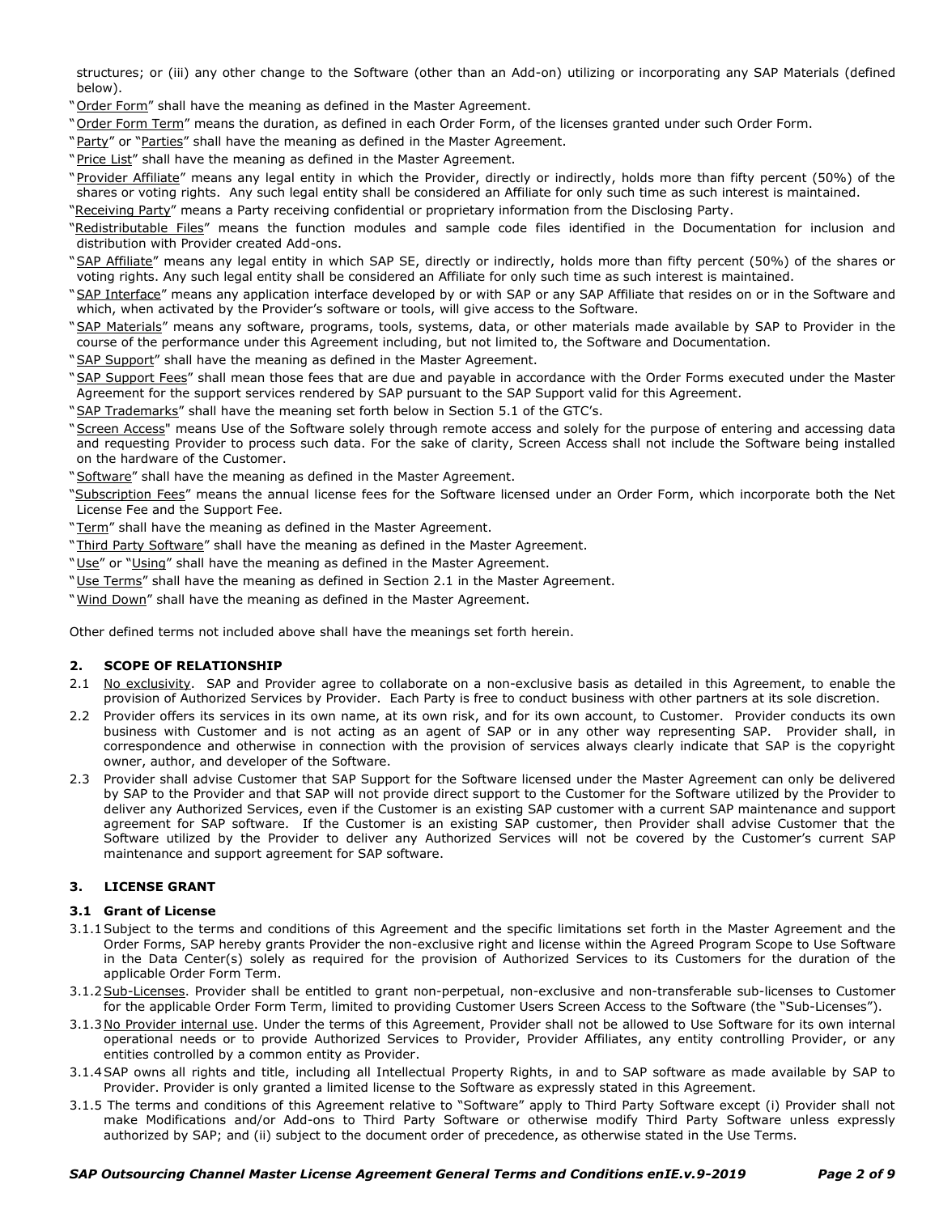structures; or (iii) any other change to the Software (other than an Add-on) utilizing or incorporating any SAP Materials (defined below).

"Order Form" shall have the meaning as defined in the Master Agreement.

"Order Form Term" means the duration, as defined in each Order Form, of the licenses granted under such Order Form.

"Party" or "Parties" shall have the meaning as defined in the Master Agreement.

"Price List" shall have the meaning as defined in the Master Agreement.

"Provider Affiliate" means any legal entity in which the Provider, directly or indirectly, holds more than fifty percent (50%) of the shares or voting rights. Any such legal entity shall be considered an Affiliate for only such time as such interest is maintained.

"Receiving Party" means a Party receiving confidential or proprietary information from the Disclosing Party.

"Redistributable Files" means the function modules and sample code files identified in the Documentation for inclusion and distribution with Provider created Add-ons.

"SAP Affiliate" means any legal entity in which SAP SE, directly or indirectly, holds more than fifty percent (50%) of the shares or voting rights. Any such legal entity shall be considered an Affiliate for only such time as such interest is maintained.

"SAP Interface" means any application interface developed by or with SAP or any SAP Affiliate that resides on or in the Software and which, when activated by the Provider's software or tools, will give access to the Software.

"SAP Materials" means any software, programs, tools, systems, data, or other materials made available by SAP to Provider in the course of the performance under this Agreement including, but not limited to, the Software and Documentation.

"SAP Support" shall have the meaning as defined in the Master Agreement.

"SAP Support Fees" shall mean those fees that are due and payable in accordance with the Order Forms executed under the Master Agreement for the support services rendered by SAP pursuant to the SAP Support valid for this Agreement.

"SAP Trademarks" shall have the meaning set forth below in Section 5.1 of the GTC's.

"Screen Access" means Use of the Software solely through remote access and solely for the purpose of entering and accessing data and requesting Provider to process such data. For the sake of clarity, Screen Access shall not include the Software being installed on the hardware of the Customer.

"Software" shall have the meaning as defined in the Master Agreement.

"Subscription Fees" means the annual license fees for the Software licensed under an Order Form, which incorporate both the Net License Fee and the Support Fee.

"Term" shall have the meaning as defined in the Master Agreement.

"Third Party Software" shall have the meaning as defined in the Master Agreement.

"Use" or "Using" shall have the meaning as defined in the Master Agreement.

"Use Terms" shall have the meaning as defined in Section 2.1 in the Master Agreement.

"Wind Down" shall have the meaning as defined in the Master Agreement.

Other defined terms not included above shall have the meanings set forth herein.

## 2. SCOPE OF RELATIONSHIP

2.1 No exclusivity. SAP and Provider agree to collaborate on a non-exclusive basis as detailed in this Agreement, to enable the provision of Authorized Services by Provider. Each Party is free to conduct business with other partners at its sole discretion.

2.2 Provider offers its services in its own name, at its own risk, and for its own account, to Customer. Provider conducts its own business with Customer and is not acting as an agent of SAP or in any other way representing SAP. Provider shall, in correspondence and otherwise in connection with the provision of services always clearly indicate that SAP is the copyright owner, author, and developer of the Software.

2.3 Provider shall advise Customer that SAP Support for the Software licensed under the Master Agreement can only be delivered by SAP to the Provider and that SAP will not provide direct support to the Customer for the Software utilized by the Provider to deliver any Authorized Services, even if the Customer is an existing SAP customer with a current SAP maintenance and support agreement for SAP software. If the Customer is an existing SAP customer, then Provider shall advise Customer that the Software utilized by the Provider to deliver any Authorized Services will not be covered by the Customer's current SAP maintenance and support agreement for SAP software.

## 3. LICENSE GRANT

### 3.1 Grant of License

3.1.1 Subject to the terms and conditions of this Agreement and the specific limitations set forth in the Master Agreement and the Order Forms, SAP hereby grants Provider the non-exclusive right and license within the Agreed Program Scope to Use Software in the Data Center(s) solely as required for the provision of Authorized Services to its Customers for the duration of the applicable Order Form Term.

3.1.2 Sub-Licenses. Provider shall be entitled to grant non-perpetual, non-exclusive and non-transferable sub-licenses to Customer for the applicable Order Form Term, limited to providing Customer Users Screen Access to the Software (the "Sub-Licenses").

3.1.3 No Provider internal use. Under the terms of this Agreement, Provider shall not be allowed to Use Software for its own internal operational needs or to provide Authorized Services to Provider, Provider Affiliates, any entity controlling Provider, or any entities controlled by a common entity as Provider.

3.1.4 SAP owns all rights and title, including all Intellectual Property Rights, in and to SAP software as made available by SAP to Provider. Provider is only granted a limited license to the Software as expressly stated in this Agreement.

3.1.5 The terms and conditions of this Agreement relative to "Software" apply to Third Party Software except (i) Provider shall not make Modifications and/or Add-ons to Third Party Software or otherwise modify Third Party Software unless expressly authorized by SAP; and (ii) subject to the document order of precedence, as otherwise stated in the Use Terms.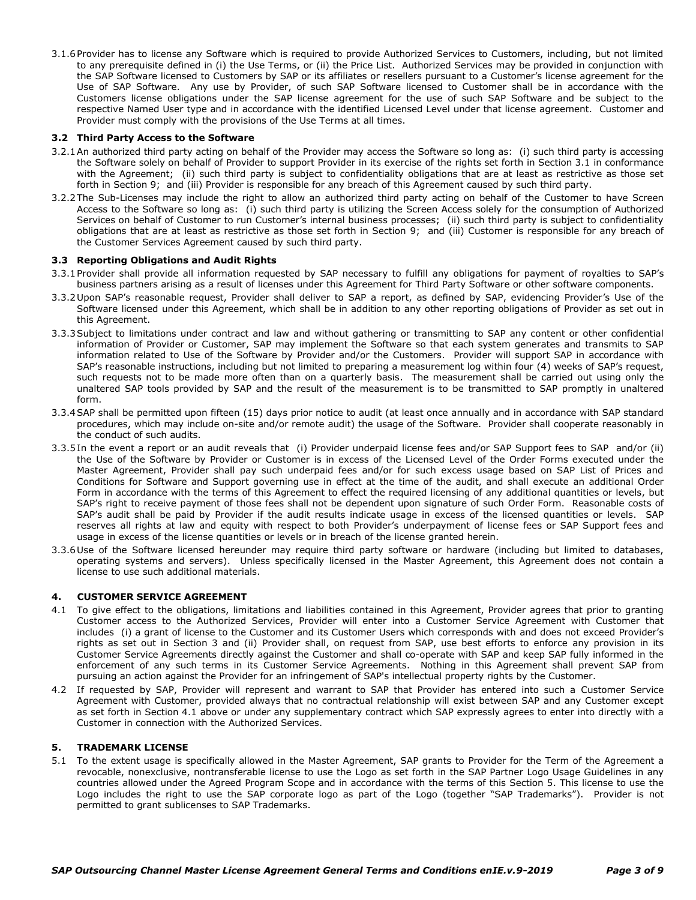3.1.6 Provider has to license any Software which is required to provide Authorized Services to Customers, including, but not limited to any prerequisite defined in (i) the Use Terms, or (ii) the Price List. Authorized Services may be provided in conjunction with the SAP Software licensed to Customers by SAP or its affiliates or resellers pursuant to a Customer's license agreement for the Use of SAP Software. Any use by Provider, of such SAP Software licensed to Customer shall be in accordance with the Customers license obligations under the SAP license agreement for the use of such SAP Software and be subject to the respective Named User type and in accordance with the identified Licensed Level under that license agreement. Customer and Provider must comply with the provisions of the Use Terms at all times.

### 3.2 Third Party Access to the Software

3.2.1 An authorized third party acting on behalf of the Provider may access the Software so long as: (i) such third party is accessing the Software solely on behalf of Provider to support Provider in its exercise of the rights set forth in Section 3.1 in conformance with the Agreement; (ii) such third party is subject to confidentiality obligations that are at least as restrictive as those set forth in Section 9; and (iii) Provider is responsible for any breach of this Agreement caused by such third party.

3.2.2 The Sub-Licenses may include the right to allow an authorized third party acting on behalf of the Customer to have Screen Access to the Software so long as: (i) such third party is utilizing the Screen Access solely for the consumption of Authorized Services on behalf of Customer to run Customer's internal business processes; (ii) such third party is subject to confidentiality obligations that are at least as restrictive as those set forth in Section 9; and (iii) Customer is responsible for any breach of the Customer Services Agreement caused by such third party.

### 3.3 Reporting Obligations and Audit Rights

3.3.1 Provider shall provide all information requested by SAP necessary to fulfill any obligations for payment of royalties to SAP's business partners arising as a result of licenses under this Agreement for Third Party Software or other software components.

3.3.2 Upon SAP's reasonable request, Provider shall deliver to SAP a report, as defined by SAP, evidencing Provider's Use of the Software licensed under this Agreement, which shall be in addition to any other reporting obligations of Provider as set out in this Agreement.

3.3.3 Subject to limitations under contract and law and without gathering or transmitting to SAP any content or other confidential information of Provider or Customer, SAP may implement the Software so that each system generates and transmits to SAP information related to Use of the Software by Provider and/or the Customers. Provider will support SAP in accordance with SAP's reasonable instructions, including but not limited to preparing a measurement log within four (4) weeks of SAP's request, such requests not to be made more often than on a quarterly basis. The measurement shall be carried out using only the unaltered SAP tools provided by SAP and the result of the measurement is to be transmitted to SAP promptly in unaltered form.

3.3.4 SAP shall be permitted upon fifteen (15) days prior notice to audit (at least once annually and in accordance with SAP standard procedures, which may include on-site and/or remote audit) the usage of the Software. Provider shall cooperate reasonably in the conduct of such audits.

3.3.5 In the event a report or an audit reveals that (i) Provider underpaid license fees and/or SAP Support fees to SAP and/or (ii) the Use of the Software by Provider or Customer is in excess of the Licensed Level of the Order Forms executed under the Master Agreement, Provider shall pay such underpaid fees and/or for such excess usage based on SAP List of Prices and Conditions for Software and Support governing use in effect at the time of the audit, and shall execute an additional Order Form in accordance with the terms of this Agreement to effect the required licensing of any additional quantities or levels, but SAP's right to receive payment of those fees shall not be dependent upon signature of such Order Form. Reasonable costs of SAP's audit shall be paid by Provider if the audit results indicate usage in excess of the licensed quantities or levels. SAP reserves all rights at law and equity with respect to both Provider's underpayment of license fees or SAP Support fees and usage in excess of the license quantities or levels or in breach of the license granted herein.

3.3.6 Use of the Software licensed hereunder may require third party software or hardware (including but limited to databases, operating systems and servers). Unless specifically licensed in the Master Agreement, this Agreement does not contain a license to use such additional materials.

## 4. CUSTOMER SERVICE AGREEMENT

4.1 To give effect to the obligations, limitations and liabilities contained in this Agreement, Provider agrees that prior to granting Customer access to the Authorized Services, Provider will enter into a Customer Service Agreement with Customer that includes (i) a grant of license to the Customer and its Customer Users which corresponds with and does not exceed Provider's rights as set out in Section 3 and (ii) Provider shall, on request from SAP, use best efforts to enforce any provision in its Customer Service Agreements directly against the Customer and shall co-operate with SAP and keep SAP fully informed in the enforcement of any such terms in its Customer Service Agreements. Nothing in this Agreement shall prevent SAP from pursuing an action against the Provider for an infringement of SAP's intellectual property rights by the Customer.

4.2 If requested by SAP, Provider will represent and warrant to SAP that Provider has entered into such a Customer Service Agreement with Customer, provided always that no contractual relationship will exist between SAP and any Customer except as set forth in Section 4.1 above or under any supplementary contract which SAP expressly agrees to enter into directly with a Customer in connection with the Authorized Services.

## 5. TRADEMARK LICENSE

5.1 To the extent usage is specifically allowed in the Master Agreement, SAP grants to Provider for the Term of the Agreement a revocable, nonexclusive, nontransferable license to use the Logo as set forth in the SAP Partner Logo Usage Guidelines in any countries allowed under the Agreed Program Scope and in accordance with the terms of this Section 5. This license to use the Logo includes the right to use the SAP corporate logo as part of the Logo (together "SAP Trademarks"). Provider is not permitted to grant sublicenses to SAP Trademarks.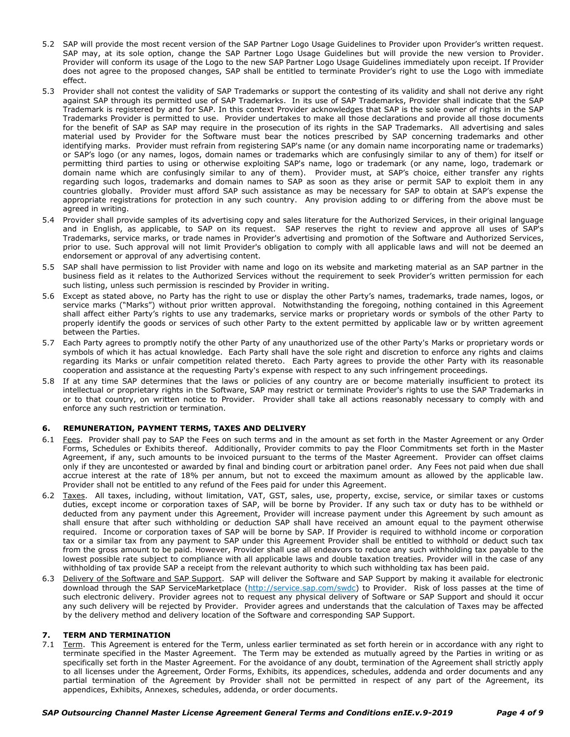5.2 SAP will provide the most recent version of the SAP Partner Logo Usage Guidelines to Provider upon Provider's written request. SAP may, at its sole option, change the SAP Partner Logo Usage Guidelines but will provide the new version to Provider. Provider will conform its usage of the Logo to the new SAP Partner Logo Usage Guidelines immediately upon receipt. If Provider does not agree to the proposed changes, SAP shall be entitled to terminate Provider's right to use the Logo with immediate effect.

5.3 Provider shall not contest the validity of SAP Trademarks or support the contesting of its validity and shall not derive any right against SAP through its permitted use of SAP Trademarks. In its use of SAP Trademarks, Provider shall indicate that the SAP Trademark is registered by and for SAP. In this context Provider acknowledges that SAP is the sole owner of rights in the SAP Trademarks Provider is permitted to use. Provider undertakes to make all those declarations and provide all those documents for the benefit of SAP as SAP may require in the prosecution of its rights in the SAP Trademarks. All advertising and sales material used by Provider for the Software must bear the notices prescribed by SAP concerning trademarks and other identifying marks. Provider must refrain from registering SAP's name (or any domain name incorporating name or trademarks) or SAP's logo (or any names, logos, domain names or trademarks which are confusingly similar to any of them) for itself or permitting third parties to using or otherwise exploiting SAP's name, logo or trademark (or any name, logo, trademark or domain name which are confusingly similar to any of them). Provider must, at SAP's choice, either transfer any rights regarding such logos, trademarks and domain names to SAP as soon as they arise or permit SAP to exploit them in any countries globally. Provider must afford SAP such assistance as may be necessary for SAP to obtain at SAP's expense the appropriate registrations for protection in any such country. Any provision adding to or differing from the above must be agreed in writing.

5.4 Provider shall provide samples of its advertising copy and sales literature for the Authorized Services, in their original language and in English, as applicable, to SAP on its request. SAP reserves the right to review and approve all uses of SAP's Trademarks, service marks, or trade names in Provider's advertising and promotion of the Software and Authorized Services, prior to use. Such approval will not limit Provider's obligation to comply with all applicable laws and will not be deemed an endorsement or approval of any advertising content.

5.5 SAP shall have permission to list Provider with name and logo on its website and marketing material as an SAP partner in the business field as it relates to the Authorized Services without the requirement to seek Provider's written permission for each such listing, unless such permission is rescinded by Provider in writing.

5.6 Except as stated above, no Party has the right to use or display the other Party's names, trademarks, trade names, logos, or service marks ("Marks") without prior written approval. Notwithstanding the foregoing, nothing contained in this Agreement shall affect either Party's rights to use any trademarks, service marks or proprietary words or symbols of the other Party to properly identify the goods or services of such other Party to the extent permitted by applicable law or by written agreement between the Parties.

5.7 Each Party agrees to promptly notify the other Party of any unauthorized use of the other Party's Marks or proprietary words or symbols of which it has actual knowledge. Each Party shall have the sole right and discretion to enforce any rights and claims regarding its Marks or unfair competition related thereto. Each Party agrees to provide the other Party with its reasonable cooperation and assistance at the requesting Party's expense with respect to any such infringement proceedings.

5.8 If at any time SAP determines that the laws or policies of any country are or become materially insufficient to protect its intellectual or proprietary rights in the Software, SAP may restrict or terminate Provider's rights to use the SAP Trademarks in or to that country, on written notice to Provider. Provider shall take all actions reasonably necessary to comply with and enforce any such restriction or termination.

## 6. REMUNERATION, PAYMENT TERMS, TAXES AND DELIVERY

6.1 Fees. Provider shall pay to SAP the Fees on such terms and in the amount as set forth in the Master Agreement or any Order Forms, Schedules or Exhibits thereof. Additionally, Provider commits to pay the Floor Commitments set forth in the Master Agreement, if any, such amounts to be invoiced pursuant to the terms of the Master Agreement. Provider can offset claims only if they are uncontested or awarded by final and binding court or arbitration panel order. Any Fees not paid when due shall accrue interest at the rate of 18% per annum, but not to exceed the maximum amount as allowed by the applicable law. Provider shall not be entitled to any refund of the Fees paid for under this Agreement.

6.2 Taxes. All taxes, including, without limitation, VAT, GST, sales, use, property, excise, service, or similar taxes or customs duties, except income or corporation taxes of SAP, will be borne by Provider. If any such tax or duty has to be withheld or deducted from any payment under this Agreement, Provider will increase payment under this Agreement by such amount as shall ensure that after such withholding or deduction SAP shall have received an amount equal to the payment otherwise required. Income or corporation taxes of SAP will be borne by SAP. If Provider is required to withhold income or corporation tax or a similar tax from any payment to SAP under this Agreement Provider shall be entitled to withhold or deduct such tax from the gross amount to be paid. However, Provider shall use all endeavors to reduce any such withholding tax payable to the lowest possible rate subject to compliance with all applicable laws and double taxation treaties. Provider will in the case of any withholding of tax provide SAP a receipt from the relevant authority to which such withholding tax has been paid.

6.3 Delivery of the Software and SAP Support. SAP will deliver the Software and SAP Support by making it available for electronic download through the SAP ServiceMarketplace (http://service.sap.com/swdc) to Provider. Risk of loss passes at the time of such electronic delivery. Provider agrees not to request any physical delivery of Software or SAP Support and should it occur any such delivery will be rejected by Provider. Provider agrees and understands that the calculation of Taxes may be affected by the delivery method and delivery location of the Software and corresponding SAP Support.

## 7. TERM AND TERMINATION

7.1 Term. This Agreement is entered for the Term, unless earlier terminated as set forth herein or in accordance with any right to terminate specified in the Master Agreement. The Term may be extended as mutually agreed by the Parties in writing or as specifically set forth in the Master Agreement. For the avoidance of any doubt, termination of the Agreement shall strictly apply to all licenses under the Agreement, Order Forms, Exhibits, its appendices, schedules, addenda and order documents and any partial termination of the Agreement by Provider shall not be permitted in respect of any part of the Agreement, its appendices, Exhibits, Annexes, schedules, addenda, or order documents.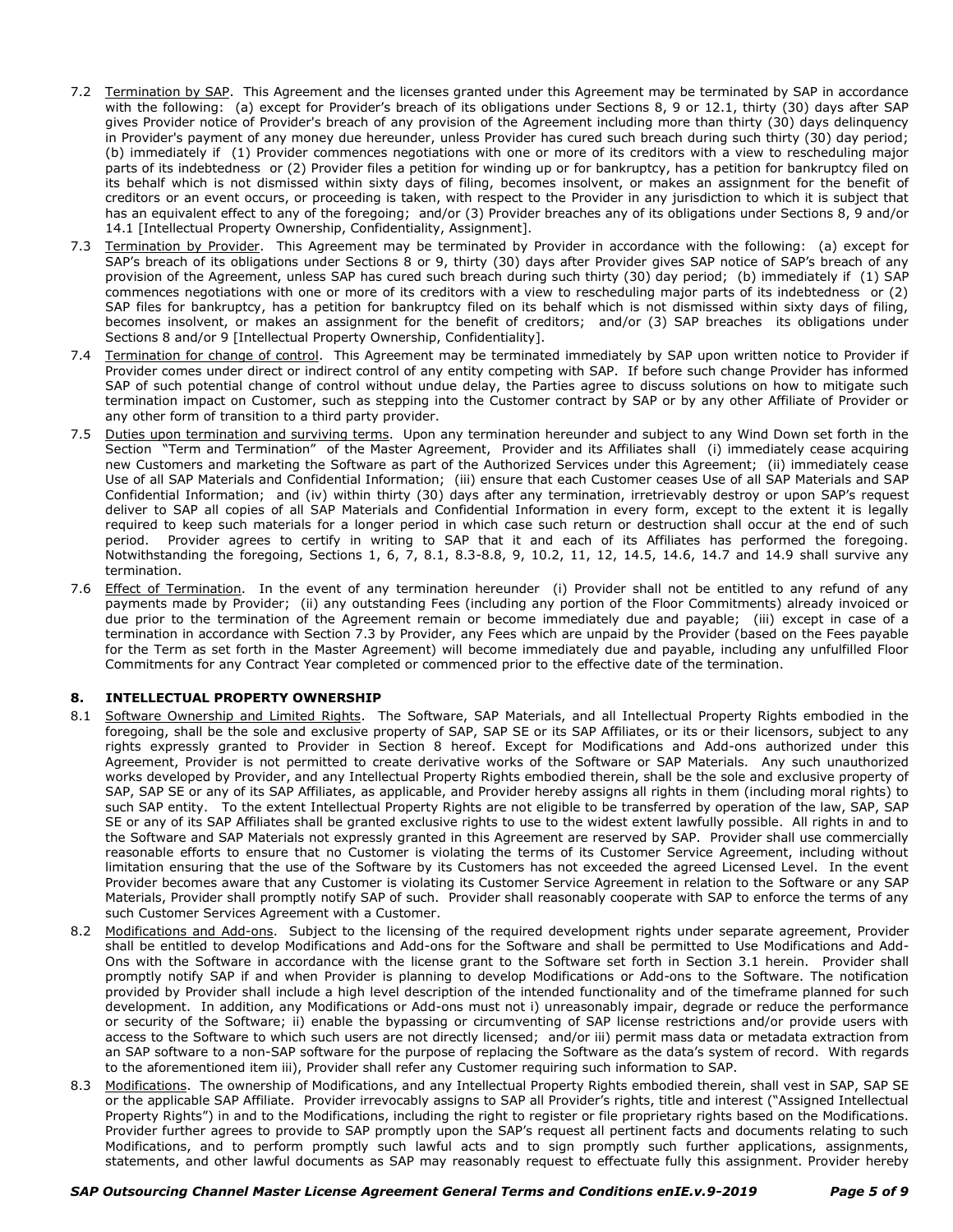7.2 Termination by SAP. This Agreement and the licenses granted under this Agreement may be terminated by SAP in accordance with the following: (a) except for Provider's breach of its obligations under Sections 8, 9 or 12.1, thirty (30) days after SAP gives Provider notice of Provider's breach of any provision of the Agreement including more than thirty (30) days delinquency in Provider's payment of any money due hereunder, unless Provider has cured such breach during such thirty (30) day period; (b) immediately if (1) Provider commences negotiations with one or more of its creditors with a view to rescheduling major parts of its indebtedness or (2) Provider files a petition for winding up or for bankruptcy, has a petition for bankruptcy filed on its behalf which is not dismissed within sixty days of filing, becomes insolvent, or makes an assignment for the benefit of creditors or an event occurs, or proceeding is taken, with respect to the Provider in any jurisdiction to which it is subject that has an equivalent effect to any of the foregoing; and/or (3) Provider breaches any of its obligations under Sections 8, 9 and/or 14.1 [Intellectual Property Ownership, Confidentiality, Assignment].

7.3 Termination by Provider. This Agreement may be terminated by Provider in accordance with the following: (a) except for SAP's breach of its obligations under Sections 8 or 9, thirty (30) days after Provider gives SAP notice of SAP's breach of any provision of the Agreement, unless SAP has cured such breach during such thirty (30) day period; (b) immediately if (1) SAP commences negotiations with one or more of its creditors with a view to rescheduling major parts of its indebtedness or (2) SAP files for bankruptcy, has a petition for bankruptcy filed on its behalf which is not dismissed within sixty days of filing, becomes insolvent, or makes an assignment for the benefit of creditors; and/or (3) SAP breaches its obligations under Sections 8 and/or 9 [Intellectual Property Ownership, Confidentiality].

7.4 Termination for change of control. This Agreement may be terminated immediately by SAP upon written notice to Provider if Provider comes under direct or indirect control of any entity competing with SAP. If before such change Provider has informed SAP of such potential change of control without undue delay, the Parties agree to discuss solutions on how to mitigate such termination impact on Customer, such as stepping into the Customer contract by SAP or by any other Affiliate of Provider or any other form of transition to a third party provider.

7.5 Duties upon termination and surviving terms. Upon any termination hereunder and subject to any Wind Down set forth in the Section "Term and Termination" of the Master Agreement, Provider and its Affiliates shall (i) immediately cease acquiring new Customers and marketing the Software as part of the Authorized Services under this Agreement; (ii) immediately cease Use of all SAP Materials and Confidential Information; (iii) ensure that each Customer ceases Use of all SAP Materials and SAP Confidential Information; and (iv) within thirty (30) days after any termination, irretrievably destroy or upon SAP's request deliver to SAP all copies of all SAP Materials and Confidential Information in every form, except to the extent it is legally required to keep such materials for a longer period in which case such return or destruction shall occur at the end of such period. Provider agrees to certify in writing to SAP that it and each of its Affiliates has performed the foregoing. Notwithstanding the foregoing, Sections 1, 6, 7, 8.1, 8.3-8.8, 9, 10.2, 11, 12, 14.5, 14.6, 14.7 and 14.9 shall survive any termination.

7.6 Effect of Termination. In the event of any termination hereunder (i) Provider shall not be entitled to any refund of any payments made by Provider; (ii) any outstanding Fees (including any portion of the Floor Commitments) already invoiced or due prior to the termination of the Agreement remain or become immediately due and payable; (iii) except in case of a termination in accordance with Section 7.3 by Provider, any Fees which are unpaid by the Provider (based on the Fees payable for the Term as set forth in the Master Agreement) will become immediately due and payable, including any unfulfilled Floor Commitments for any Contract Year completed or commenced prior to the effective date of the termination.

## 8. INTELLECTUAL PROPERTY OWNERSHIP

8.1 Software Ownership and Limited Rights. The Software, SAP Materials, and all Intellectual Property Rights embodied in the foregoing, shall be the sole and exclusive property of SAP, SAP SE or its SAP Affiliates, or its or their licensors, subject to any rights expressly granted to Provider in Section 8 hereof. Except for Modifications and Add-ons authorized under this Agreement, Provider is not permitted to create derivative works of the Software or SAP Materials. Any such unauthorized works developed by Provider, and any Intellectual Property Rights embodied therein, shall be the sole and exclusive property of SAP, SAP SE or any of its SAP Affiliates, as applicable, and Provider hereby assigns all rights in them (including moral rights) to such SAP entity. To the extent Intellectual Property Rights are not eligible to be transferred by operation of the law, SAP, SAP SE or any of its SAP Affiliates shall be granted exclusive rights to use to the widest extent lawfully possible. All rights in and to the Software and SAP Materials not expressly granted in this Agreement are reserved by SAP. Provider shall use commercially reasonable efforts to ensure that no Customer is violating the terms of its Customer Service Agreement, including without limitation ensuring that the use of the Software by its Customers has not exceeded the agreed Licensed Level. In the event Provider becomes aware that any Customer is violating its Customer Service Agreement in relation to the Software or any SAP Materials, Provider shall promptly notify SAP of such. Provider shall reasonably cooperate with SAP to enforce the terms of any such Customer Services Agreement with a Customer.

8.2 Modifications and Add-ons. Subject to the licensing of the required development rights under separate agreement, Provider shall be entitled to develop Modifications and Add-ons for the Software and shall be permitted to Use Modifications and Add-Ons with the Software in accordance with the license grant to the Software set forth in Section 3.1 herein. Provider shall promptly notify SAP if and when Provider is planning to develop Modifications or Add-ons to the Software. The notification provided by Provider shall include a high level description of the intended functionality and of the timeframe planned for such development. In addition, any Modifications or Add-ons must not i) unreasonably impair, degrade or reduce the performance or security of the Software; ii) enable the bypassing or circumventing of SAP license restrictions and/or provide users with access to the Software to which such users are not directly licensed; and/or iii) permit mass data or metadata extraction from an SAP software to a non-SAP software for the purpose of replacing the Software as the data's system of record. With regards to the aforementioned item iii), Provider shall refer any Customer requiring such information to SAP.

8.3 Modifications. The ownership of Modifications, and any Intellectual Property Rights embodied therein, shall vest in SAP, SAP SE or the applicable SAP Affiliate. Provider irrevocably assigns to SAP all Provider's rights, title and interest ("Assigned Intellectual Property Rights") in and to the Modifications, including the right to register or file proprietary rights based on the Modifications. Provider further agrees to provide to SAP promptly upon the SAP's request all pertinent facts and documents relating to such Modifications, and to perform promptly such lawful acts and to sign promptly such further applications, assignments, statements, and other lawful documents as SAP may reasonably request to effectuate fully this assignment. Provider hereby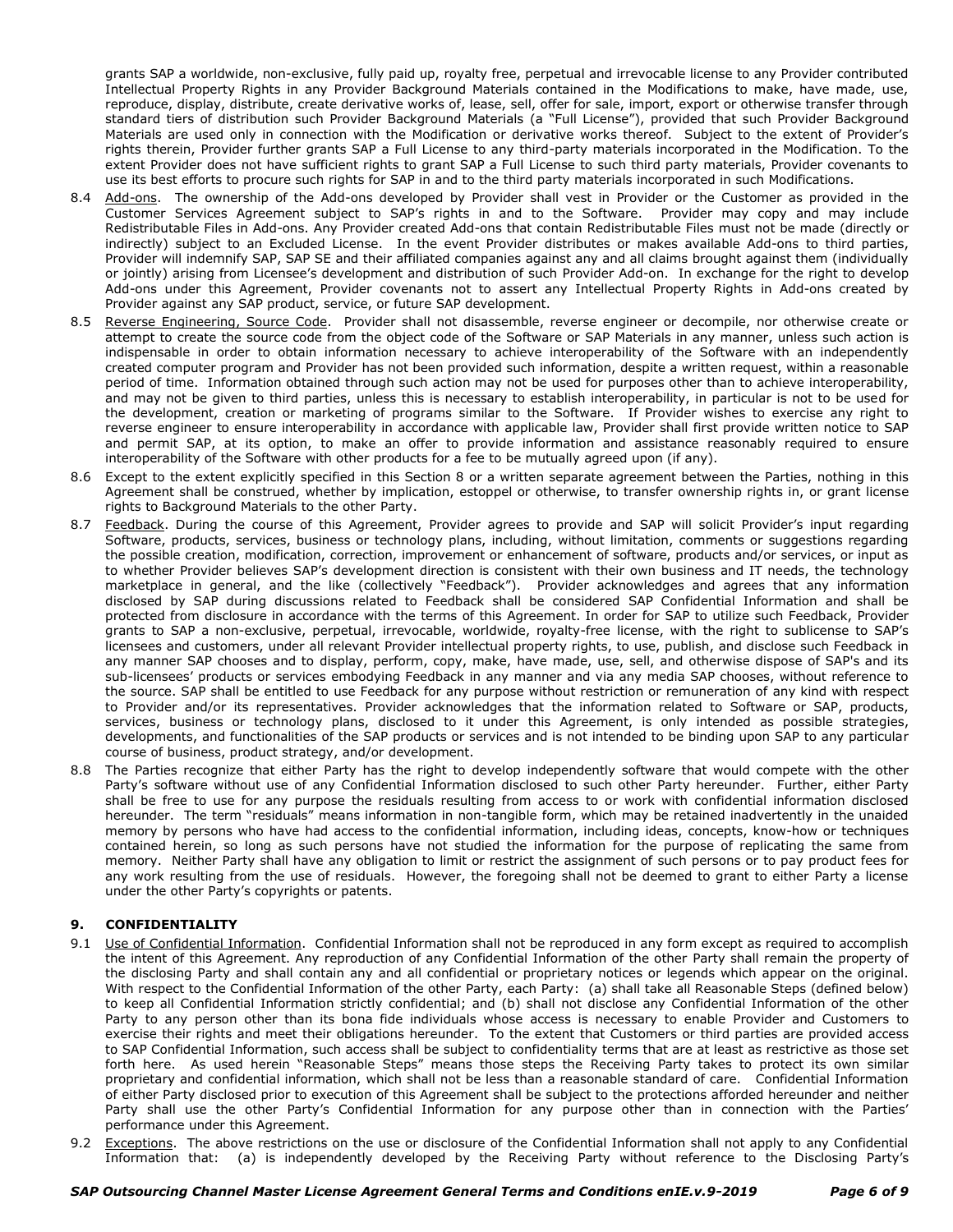grants SAP a worldwide, non-exclusive, fully paid up, royalty free, perpetual and irrevocable license to any Provider contributed Intellectual Property Rights in any Provider Background Materials contained in the Modifications to make, have made, use, reproduce, display, distribute, create derivative works of, lease, sell, offer for sale, import, export or otherwise transfer through standard tiers of distribution such Provider Background Materials (a "Full License"), provided that such Provider Background Materials are used only in connection with the Modification or derivative works thereof. Subject to the extent of Provider's rights therein, Provider further grants SAP a Full License to any third-party materials incorporated in the Modification. To the extent Provider does not have sufficient rights to grant SAP a Full License to such third party materials, Provider covenants to use its best efforts to procure such rights for SAP in and to the third party materials incorporated in such Modifications.

8.4 Add-ons. The ownership of the Add-ons developed by Provider shall vest in Provider or the Customer as provided in the Customer Services Agreement subject to SAP's rights in and to the Software. Provider may copy and may include Redistributable Files in Add-ons. Any Provider created Add-ons that contain Redistributable Files must not be made (directly or indirectly) subject to an Excluded License. In the event Provider distributes or makes available Add-ons to third parties, Provider will indemnify SAP, SAP SE and their affiliated companies against any and all claims brought against them (individually or jointly) arising from Licensee's development and distribution of such Provider Add-on. In exchange for the right to develop Add-ons under this Agreement, Provider covenants not to assert any Intellectual Property Rights in Add-ons created by Provider against any SAP product, service, or future SAP development.

8.5 Reverse Engineering, Source Code. Provider shall not disassemble, reverse engineer or decompile, nor otherwise create or attempt to create the source code from the object code of the Software or SAP Materials in any manner, unless such action is indispensable in order to obtain information necessary to achieve interoperability of the Software with an independently created computer program and Provider has not been provided such information, despite a written request, within a reasonable period of time. Information obtained through such action may not be used for purposes other than to achieve interoperability, and may not be given to third parties, unless this is necessary to establish interoperability, in particular is not to be used for the development, creation or marketing of programs similar to the Software. If Provider wishes to exercise any right to reverse engineer to ensure interoperability in accordance with applicable law, Provider shall first provide written notice to SAP and permit SAP, at its option, to make an offer to provide information and assistance reasonably required to ensure interoperability of the Software with other products for a fee to be mutually agreed upon (if any).

8.6 Except to the extent explicitly specified in this Section 8 or a written separate agreement between the Parties, nothing in this Agreement shall be construed, whether by implication, estoppel or otherwise, to transfer ownership rights in, or grant license rights to Background Materials to the other Party.

8.7 Feedback. During the course of this Agreement, Provider agrees to provide and SAP will solicit Provider's input regarding Software, products, services, business or technology plans, including, without limitation, comments or suggestions regarding the possible creation, modification, correction, improvement or enhancement of software, products and/or services, or input as to whether Provider believes SAP's development direction is consistent with their own business and IT needs, the technology marketplace in general, and the like (collectively "Feedback"). Provider acknowledges and agrees that any information disclosed by SAP during discussions related to Feedback shall be considered SAP Confidential Information and shall be protected from disclosure in accordance with the terms of this Agreement. In order for SAP to utilize such Feedback, Provider grants to SAP a non-exclusive, perpetual, irrevocable, worldwide, royalty-free license, with the right to sublicense to SAP's licensees and customers, under all relevant Provider intellectual property rights, to use, publish, and disclose such Feedback in any manner SAP chooses and to display, perform, copy, make, have made, use, sell, and otherwise dispose of SAP's and its sub-licensees' products or services embodying Feedback in any manner and via any media SAP chooses, without reference to the source. SAP shall be entitled to use Feedback for any purpose without restriction or remuneration of any kind with respect to Provider and/or its representatives. Provider acknowledges that the information related to Software or SAP, products, services, business or technology plans, disclosed to it under this Agreement, is only intended as possible strategies, developments, and functionalities of the SAP products or services and is not intended to be binding upon SAP to any particular course of business, product strategy, and/or development.

8.8 The Parties recognize that either Party has the right to develop independently software that would compete with the other Party's software without use of any Confidential Information disclosed to such other Party hereunder. Further, either Party shall be free to use for any purpose the residuals resulting from access to or work with confidential information disclosed hereunder. The term "residuals" means information in non-tangible form, which may be retained inadvertently in the unaided memory by persons who have had access to the confidential information, including ideas, concepts, know-how or techniques contained herein, so long as such persons have not studied the information for the purpose of replicating the same from memory. Neither Party shall have any obligation to limit or restrict the assignment of such persons or to pay product fees for any work resulting from the use of residuals. However, the foregoing shall not be deemed to grant to either Party a license under the other Party's copyrights or patents.

## 9. CONFIDENTIALITY

9.1 Use of Confidential Information. Confidential Information shall not be reproduced in any form except as required to accomplish the intent of this Agreement. Any reproduction of any Confidential Information of the other Party shall remain the property of the disclosing Party and shall contain any and all confidential or proprietary notices or legends which appear on the original. With respect to the Confidential Information of the other Party, each Party: (a) shall take all Reasonable Steps (defined below) to keep all Confidential Information strictly confidential; and (b) shall not disclose any Confidential Information of the other Party to any person other than its bona fide individuals whose access is necessary to enable Provider and Customers to exercise their rights and meet their obligations hereunder. To the extent that Customers or third parties are provided access to SAP Confidential Information, such access shall be subject to confidentiality terms that are at least as restrictive as those set forth here. As used herein "Reasonable Steps" means those steps the Receiving Party takes to protect its own similar proprietary and confidential information, which shall not be less than a reasonable standard of care. Confidential Information of either Party disclosed prior to execution of this Agreement shall be subject to the protections afforded hereunder and neither Party shall use the other Party's Confidential Information for any purpose other than in connection with the Parties' performance under this Agreement.

9.2 Exceptions. The above restrictions on the use or disclosure of the Confidential Information shall not apply to any Confidential Information that: (a) is independently developed by the Receiving Party without reference to the Disclosing Party's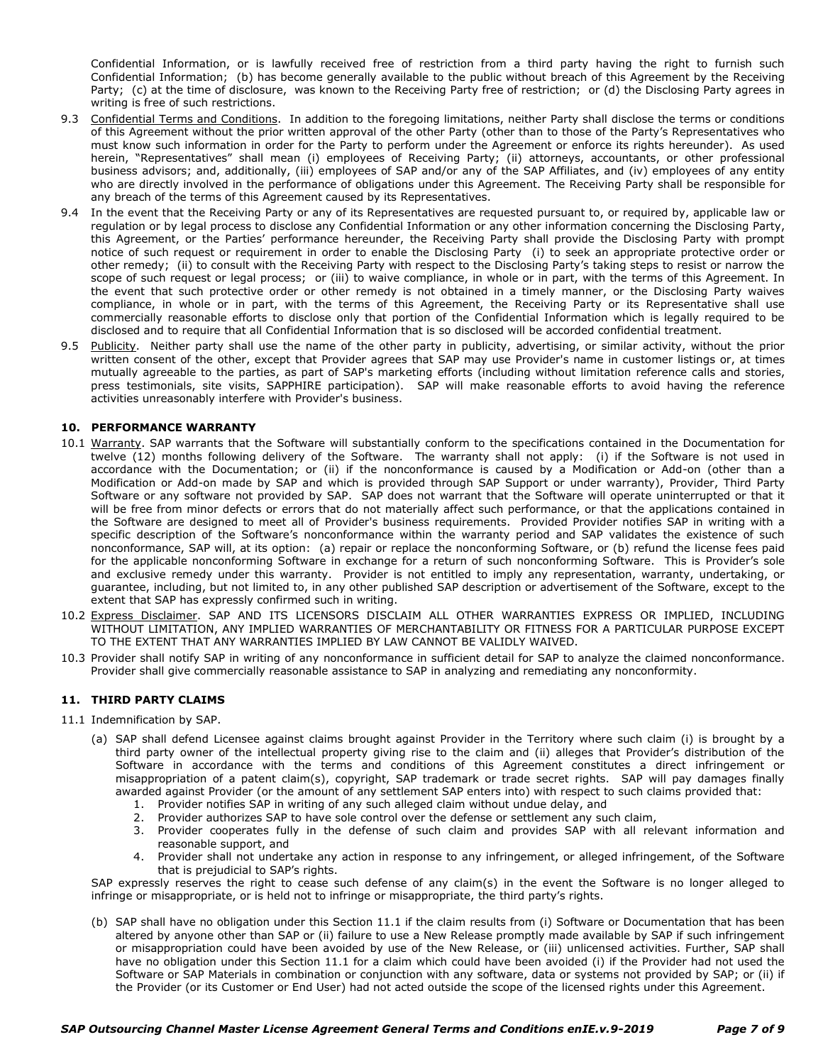Confidential Information, or is lawfully received free of restriction from a third party having the right to furnish such Confidential Information; (b) has become generally available to the public without breach of this Agreement by the Receiving Party; (c) at the time of disclosure, was known to the Receiving Party free of restriction; or (d) the Disclosing Party agrees in writing is free of such restrictions.

9.3 Confidential Terms and Conditions. In addition to the foregoing limitations, neither Party shall disclose the terms or conditions of this Agreement without the prior written approval of the other Party (other than to those of the Party's Representatives who must know such information in order for the Party to perform under the Agreement or enforce its rights hereunder). As used herein, "Representatives" shall mean (i) employees of Receiving Party; (ii) attorneys, accountants, or other professional business advisors; and, additionally, (iii) employees of SAP and/or any of the SAP Affiliates, and (iv) employees of any entity who are directly involved in the performance of obligations under this Agreement. The Receiving Party shall be responsible for any breach of the terms of this Agreement caused by its Representatives.

9.4 In the event that the Receiving Party or any of its Representatives are requested pursuant to, or required by, applicable law or regulation or by legal process to disclose any Confidential Information or any other information concerning the Disclosing Party, this Agreement, or the Parties' performance hereunder, the Receiving Party shall provide the Disclosing Party with prompt notice of such request or requirement in order to enable the Disclosing Party (i) to seek an appropriate protective order or other remedy; (ii) to consult with the Receiving Party with respect to the Disclosing Party's taking steps to resist or narrow the scope of such request or legal process; or (iii) to waive compliance, in whole or in part, with the terms of this Agreement. In the event that such protective order or other remedy is not obtained in a timely manner, or the Disclosing Party waives compliance, in whole or in part, with the terms of this Agreement, the Receiving Party or its Representative shall use commercially reasonable efforts to disclose only that portion of the Confidential Information which is legally required to be disclosed and to require that all Confidential Information that is so disclosed will be accorded confidential treatment.

9.5 Publicity. Neither party shall use the name of the other party in publicity, advertising, or similar activity, without the prior written consent of the other, except that Provider agrees that SAP may use Provider's name in customer listings or, at times mutually agreeable to the parties, as part of SAP's marketing efforts (including without limitation reference calls and stories, press testimonials, site visits, SAPPHIRE participation). SAP will make reasonable efforts to avoid having the reference activities unreasonably interfere with Provider's business.

### 10. PERFORMANCE WARRANTY

10.1 Warranty. SAP warrants that the Software will substantially conform to the specifications contained in the Documentation for twelve (12) months following delivery of the Software. The warranty shall not apply: (i) if the Software is not used in accordance with the Documentation; or (ii) if the nonconformance is caused by a Modification or Add-on (other than a Modification or Add-on made by SAP and which is provided through SAP Support or under warranty), Provider, Third Party Software or any software not provided by SAP. SAP does not warrant that the Software will operate uninterrupted or that it will be free from minor defects or errors that do not materially affect such performance, or that the applications contained in the Software are designed to meet all of Provider's business requirements. Provided Provider notifies SAP in writing with a specific description of the Software's nonconformance within the warranty period and SAP validates the existence of such nonconformance, SAP will, at its option: (a) repair or replace the nonconforming Software, or (b) refund the license fees paid for the applicable nonconforming Software in exchange for a return of such nonconforming Software. This is Provider's sole and exclusive remedy under this warranty. Provider is not entitled to imply any representation, warranty, undertaking, or guarantee, including, but not limited to, in any other published SAP description or advertisement of the Software, except to the extent that SAP has expressly confirmed such in writing.

10.2 Express Disclaimer. SAP AND ITS LICENSORS DISCLAIM ALL OTHER WARRANTIES EXPRESS OR IMPLIED, INCLUDING WITHOUT LIMITATION, ANY IMPLIED WARRANTIES OF MERCHANTABILITY OR FITNESS FOR A PARTICULAR PURPOSE EXCEPT TO THE EXTENT THAT ANY WARRANTIES IMPLIED BY LAW CANNOT BE VALIDLY WAIVED.

10.3 Provider shall notify SAP in writing of any nonconformance in sufficient detail for SAP to analyze the claimed nonconformance. Provider shall give commercially reasonable assistance to SAP in analyzing and remediating any nonconformity.

### 11. THIRD PARTY CLAIMS

11.1 Indemnification by SAP.

(a) SAP shall defend Licensee against claims brought against Provider in the Territory where such claim (i) is brought by a third party owner of the intellectual property giving rise to the claim and (ii) alleges that Provider's distribution of the Software in accordance with the terms and conditions of this Agreement constitutes a direct infringement or misappropriation of a patent claim(s), copyright, SAP trademark or trade secret rights. SAP will pay damages finally awarded against Provider (or the amount of any settlement SAP enters into) with respect to such claims provided that:

1. Provider notifies SAP in writing of any such alleged claim without undue delay, and
2. Provider authorizes SAP to have sole control over the defense or settlement any such claim,
3. Provider cooperates fully in the defense of such claim and provides SAP with all relevant information and reasonable support, and
4. Provider shall not undertake any action in response to any infringement, or alleged infringement, of the Software that is prejudicial to SAP's rights.

SAP expressly reserves the right to cease such defense of any claim(s) in the event the Software is no longer alleged to infringe or misappropriate, or is held not to infringe or misappropriate, the third party's rights.

(b) SAP shall have no obligation under this Section 11.1 if the claim results from (i) Software or Documentation that has been altered by anyone other than SAP or (ii) failure to use a New Release promptly made available by SAP if such infringement or misappropriation could have been avoided by use of the New Release, or (iii) unlicensed activities. Further, SAP shall have no obligation under this Section 11.1 for a claim which could have been avoided (i) if the Provider had not used the Software or SAP Materials in combination or conjunction with any software, data or systems not provided by SAP; or (ii) if the Provider (or its Customer or End User) had not acted outside the scope of the licensed rights under this Agreement.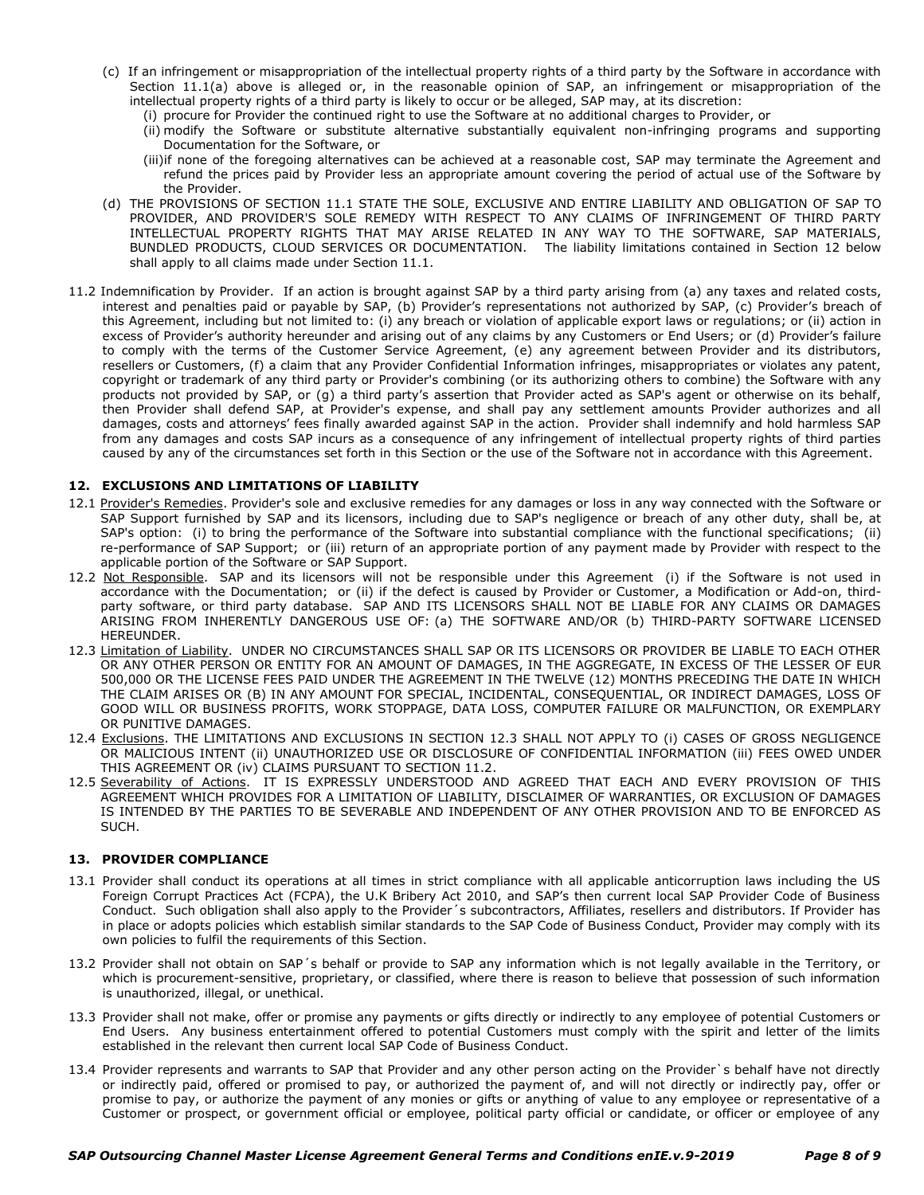(c) If an infringement or misappropriation of the intellectual property rights of a third party by the Software in accordance with Section 11.1(a) above is alleged or, in the reasonable opinion of SAP, an infringement or misappropriation of the intellectual property rights of a third party is likely to occur or be alleged, SAP may, at its discretion:
   (i) procure for Provider the continued right to use the Software at no additional charges to Provider, or
   (ii) modify the Software or substitute alternative substantially equivalent non-infringing programs and supporting Documentation for the Software, or
   (iii)if none of the foregoing alternatives can be achieved at a reasonable cost, SAP may terminate the Agreement and refund the prices paid by Provider less an appropriate amount covering the period of actual use of the Software by the Provider.

(d) THE PROVISIONS OF SECTION 11.1 STATE THE SOLE, EXCLUSIVE AND ENTIRE LIABILITY AND OBLIGATION OF SAP TO PROVIDER, AND PROVIDER'S SOLE REMEDY WITH RESPECT TO ANY CLAIMS OF INFRINGEMENT OF THIRD PARTY INTELLECTUAL PROPERTY RIGHTS THAT MAY ARISE RELATED IN ANY WAY TO THE SOFTWARE, SAP MATERIALS, BUNDLED PRODUCTS, CLOUD SERVICES OR DOCUMENTATION. The liability limitations contained in Section 12 below shall apply to all claims made under Section 11.1.

11.2 Indemnification by Provider. If an action is brought against SAP by a third party arising from (a) any taxes and related costs, interest and penalties paid or payable by SAP, (b) Provider's representations not authorized by SAP, (c) Provider's breach of this Agreement, including but not limited to: (i) any breach or violation of applicable export laws or regulations; or (ii) action in excess of Provider's authority hereunder and arising out of any claims by any Customers or End Users; or (d) Provider's failure to comply with the terms of the Customer Service Agreement, (e) any agreement between Provider and its distributors, resellers or Customers, (f) a claim that any Provider Confidential Information infringes, misappropriates or violates any patent, copyright or trademark of any third party or Provider's combining (or its authorizing others to combine) the Software with any products not provided by SAP, or (g) a third party's assertion that Provider acted as SAP's agent or otherwise on its behalf, then Provider shall defend SAP, at Provider's expense, and shall pay any settlement amounts Provider authorizes and all damages, costs and attorneys' fees finally awarded against SAP in the action. Provider shall indemnify and hold harmless SAP from any damages and costs SAP incurs as a consequence of any infringement of intellectual property rights of third parties caused by any of the circumstances set forth in this Section or the use of the Software not in accordance with this Agreement.

## 12. EXCLUSIONS AND LIMITATIONS OF LIABILITY

12.1 Provider's Remedies. Provider's sole and exclusive remedies for any damages or loss in any way connected with the Software or SAP Support furnished by SAP and its licensors, including due to SAP's negligence or breach of any other duty, shall be, at SAP's option: (i) to bring the performance of the Software into substantial compliance with the functional specifications; (ii) re-performance of SAP Support; or (iii) return of an appropriate portion of any payment made by Provider with respect to the applicable portion of the Software or SAP Support.

12.2 Not Responsible. SAP and its licensors will not be responsible under this Agreement (i) if the Software is not used in accordance with the Documentation; or (ii) if the defect is caused by Provider or Customer, a Modification or Add-on, third-party software, or third party database. SAP AND ITS LICENSORS SHALL NOT BE LIABLE FOR ANY CLAIMS OR DAMAGES ARISING FROM INHERENTLY DANGEROUS USE OF: (a) THE SOFTWARE AND/OR (b) THIRD-PARTY SOFTWARE LICENSED HEREUNDER.

12.3 Limitation of Liability. UNDER NO CIRCUMSTANCES SHALL SAP OR ITS LICENSORS OR PROVIDER BE LIABLE TO EACH OTHER OR ANY OTHER PERSON OR ENTITY FOR AN AMOUNT OF DAMAGES, IN THE AGGREGATE, IN EXCESS OF THE LESSER OF EUR 500,000 OR THE LICENSE FEES PAID UNDER THE AGREEMENT IN THE TWELVE (12) MONTHS PRECEDING THE DATE IN WHICH THE CLAIM ARISES OR (B) IN ANY AMOUNT FOR SPECIAL, INCIDENTAL, CONSEQUENTIAL, OR INDIRECT DAMAGES, LOSS OF GOOD WILL OR BUSINESS PROFITS, WORK STOPPAGE, DATA LOSS, COMPUTER FAILURE OR MALFUNCTION, OR EXEMPLARY OR PUNITIVE DAMAGES.

12.4 Exclusions. THE LIMITATIONS AND EXCLUSIONS IN SECTION 12.3 SHALL NOT APPLY TO (i) CASES OF GROSS NEGLIGENCE OR MALICIOUS INTENT (ii) UNAUTHORIZED USE OR DISCLOSURE OF CONFIDENTIAL INFORMATION (iii) FEES OWED UNDER THIS AGREEMENT OR (iv) CLAIMS PURSUANT TO SECTION 11.2.

12.5 Severability of Actions. IT IS EXPRESSLY UNDERSTOOD AND AGREED THAT EACH AND EVERY PROVISION OF THIS AGREEMENT WHICH PROVIDES FOR A LIMITATION OF LIABILITY, DISCLAIMER OF WARRANTIES, OR EXCLUSION OF DAMAGES IS INTENDED BY THE PARTIES TO BE SEVERABLE AND INDEPENDENT OF ANY OTHER PROVISION AND TO BE ENFORCED AS SUCH.

## 13. PROVIDER COMPLIANCE

13.1 Provider shall conduct its operations at all times in strict compliance with all applicable anticorruption laws including the US Foreign Corrupt Practices Act (FCPA), the U.K Bribery Act 2010, and SAP's then current local SAP Provider Code of Business Conduct. Such obligation shall also apply to the Provider´s subcontractors, Affiliates, resellers and distributors. If Provider has in place or adopts policies which establish similar standards to the SAP Code of Business Conduct, Provider may comply with its own policies to fulfil the requirements of this Section.

13.2 Provider shall not obtain on SAP´s behalf or provide to SAP any information which is not legally available in the Territory, or which is procurement-sensitive, proprietary, or classified, where there is reason to believe that possession of such information is unauthorized, illegal, or unethical.

13.3 Provider shall not make, offer or promise any payments or gifts directly or indirectly to any employee of potential Customers or End Users. Any business entertainment offered to potential Customers must comply with the spirit and letter of the limits established in the relevant then current local SAP Code of Business Conduct.

13.4 Provider represents and warrants to SAP that Provider and any other person acting on the Provider`s behalf have not directly or indirectly paid, offered or promised to pay, or authorized the payment of, and will not directly or indirectly pay, offer or promise to pay, or authorize the payment of any monies or gifts or anything of value to any employee or representative of a Customer or prospect, or government official or employee, political party official or candidate, or officer or employee of any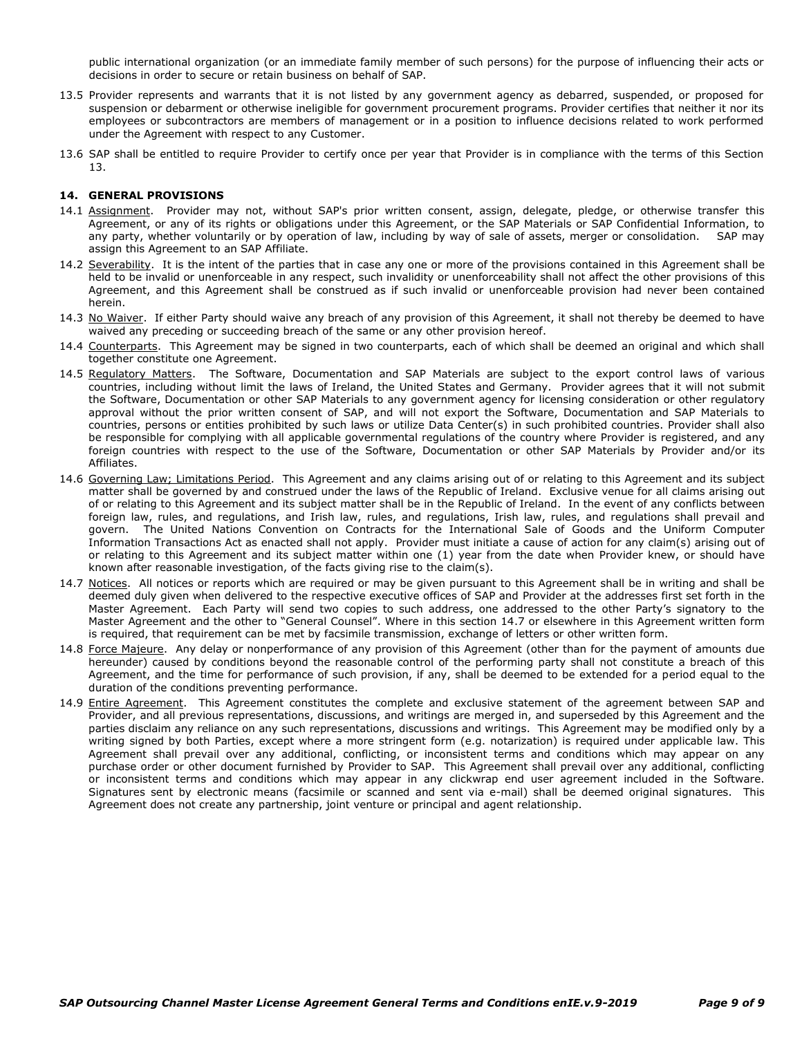public international organization (or an immediate family member of such persons) for the purpose of influencing their acts or decisions in order to secure or retain business on behalf of SAP.

13.5 Provider represents and warrants that it is not listed by any government agency as debarred, suspended, or proposed for suspension or debarment or otherwise ineligible for government procurement programs. Provider certifies that neither it nor its employees or subcontractors are members of management or in a position to influence decisions related to work performed under the Agreement with respect to any Customer.

13.6 SAP shall be entitled to require Provider to certify once per year that Provider is in compliance with the terms of this Section 13.

### 14. GENERAL PROVISIONS

14.1 Assignment. Provider may not, without SAP's prior written consent, assign, delegate, pledge, or otherwise transfer this Agreement, or any of its rights or obligations under this Agreement, or the SAP Materials or SAP Confidential Information, to any party, whether voluntarily or by operation of law, including by way of sale of assets, merger or consolidation. SAP may assign this Agreement to an SAP Affiliate.

14.2 Severability. It is the intent of the parties that in case any one or more of the provisions contained in this Agreement shall be held to be invalid or unenforceable in any respect, such invalidity or unenforceability shall not affect the other provisions of this Agreement, and this Agreement shall be construed as if such invalid or unenforceable provision had never been contained herein.

14.3 No Waiver. If either Party should waive any breach of any provision of this Agreement, it shall not thereby be deemed to have waived any preceding or succeeding breach of the same or any other provision hereof.

14.4 Counterparts. This Agreement may be signed in two counterparts, each of which shall be deemed an original and which shall together constitute one Agreement.

14.5 Regulatory Matters. The Software, Documentation and SAP Materials are subject to the export control laws of various countries, including without limit the laws of Ireland, the United States and Germany. Provider agrees that it will not submit the Software, Documentation or other SAP Materials to any government agency for licensing consideration or other regulatory approval without the prior written consent of SAP, and will not export the Software, Documentation and SAP Materials to countries, persons or entities prohibited by such laws or utilize Data Center(s) in such prohibited countries. Provider shall also be responsible for complying with all applicable governmental regulations of the country where Provider is registered, and any foreign countries with respect to the use of the Software, Documentation or other SAP Materials by Provider and/or its Affiliates.

14.6 Governing Law; Limitations Period. This Agreement and any claims arising out of or relating to this Agreement and its subject matter shall be governed by and construed under the laws of the Republic of Ireland. Exclusive venue for all claims arising out of or relating to this Agreement and its subject matter shall be in the Republic of Ireland. In the event of any conflicts between foreign law, rules, and regulations, and Irish law, rules, and regulations, Irish law, rules, and regulations shall prevail and govern. The United Nations Convention on Contracts for the International Sale of Goods and the Uniform Computer Information Transactions Act as enacted shall not apply. Provider must initiate a cause of action for any claim(s) arising out of or relating to this Agreement and its subject matter within one (1) year from the date when Provider knew, or should have known after reasonable investigation, of the facts giving rise to the claim(s).

14.7 Notices. All notices or reports which are required or may be given pursuant to this Agreement shall be in writing and shall be deemed duly given when delivered to the respective executive offices of SAP and Provider at the addresses first set forth in the Master Agreement. Each Party will send two copies to such address, one addressed to the other Party's signatory to the Master Agreement and the other to "General Counsel". Where in this section 14.7 or elsewhere in this Agreement written form is required, that requirement can be met by facsimile transmission, exchange of letters or other written form.

14.8 Force Majeure. Any delay or nonperformance of any provision of this Agreement (other than for the payment of amounts due hereunder) caused by conditions beyond the reasonable control of the performing party shall not constitute a breach of this Agreement, and the time for performance of such provision, if any, shall be deemed to be extended for a period equal to the duration of the conditions preventing performance.

14.9 Entire Agreement. This Agreement constitutes the complete and exclusive statement of the agreement between SAP and Provider, and all previous representations, discussions, and writings are merged in, and superseded by this Agreement and the parties disclaim any reliance on any such representations, discussions and writings. This Agreement may be modified only by a writing signed by both Parties, except where a more stringent form (e.g. notarization) is required under applicable law. This Agreement shall prevail over any additional, conflicting, or inconsistent terms and conditions which may appear on any purchase order or other document furnished by Provider to SAP. This Agreement shall prevail over any additional, conflicting or inconsistent terms and conditions which may appear in any clickwrap end user agreement included in the Software. Signatures sent by electronic means (facsimile or scanned and sent via e-mail) shall be deemed original signatures. This Agreement does not create any partnership, joint venture or principal and agent relationship.